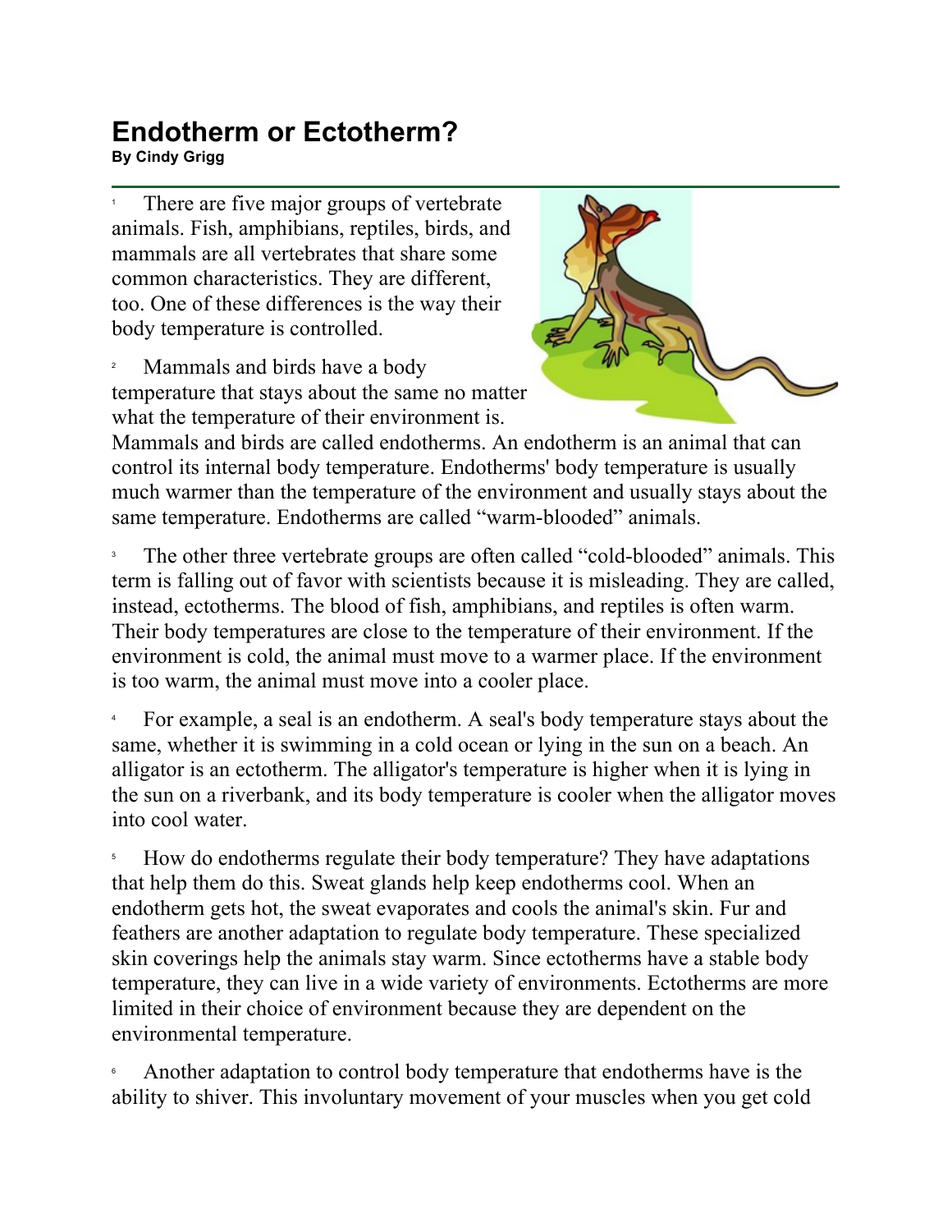# Endotherm or Ectotherm?

**By Cindy Grigg**

[1] There are five major groups of vertebrate animals. Fish, amphibians, reptiles, birds, and mammals are all vertebrates that share some common characteristics. They are different, too. One of these differences is the way their body temperature is controlled.

[2] Mammals and birds have a body temperature that stays about the same no matter what the temperature of their environment is. Mammals and birds are called endotherms. An endotherm is an animal that can control its internal body temperature. Endotherms' body temperature is usually much warmer than the temperature of the environment and usually stays about the same temperature. Endotherms are called "warm-blooded" animals.

[3] The other three vertebrate groups are often called "cold-blooded" animals. This term is falling out of favor with scientists because it is misleading. They are called, instead, ectotherms. The blood of fish, amphibians, and reptiles is often warm. Their body temperatures are close to the temperature of their environment. If the environment is cold, the animal must move to a warmer place. If the environment is too warm, the animal must move into a cooler place.

[4] For example, a seal is an endotherm. A seal's body temperature stays about the same, whether it is swimming in a cold ocean or lying in the sun on a beach. An alligator is an ectotherm. The alligator's temperature is higher when it is lying in the sun on a riverbank, and its body temperature is cooler when the alligator moves into cool water.

[5] How do endotherms regulate their body temperature? They have adaptations that help them do this. Sweat glands help keep endotherms cool. When an endotherm gets hot, the sweat evaporates and cools the animal's skin. Fur and feathers are another adaptation to regulate body temperature. These specialized skin coverings help the animals stay warm. Since ectotherms have a stable body temperature, they can live in a wide variety of environments. Ectotherms are more limited in their choice of environment because they are dependent on the environmental temperature.

[6] Another adaptation to control body temperature that endotherms have is the ability to shiver. This involuntary movement of your muscles when you get cold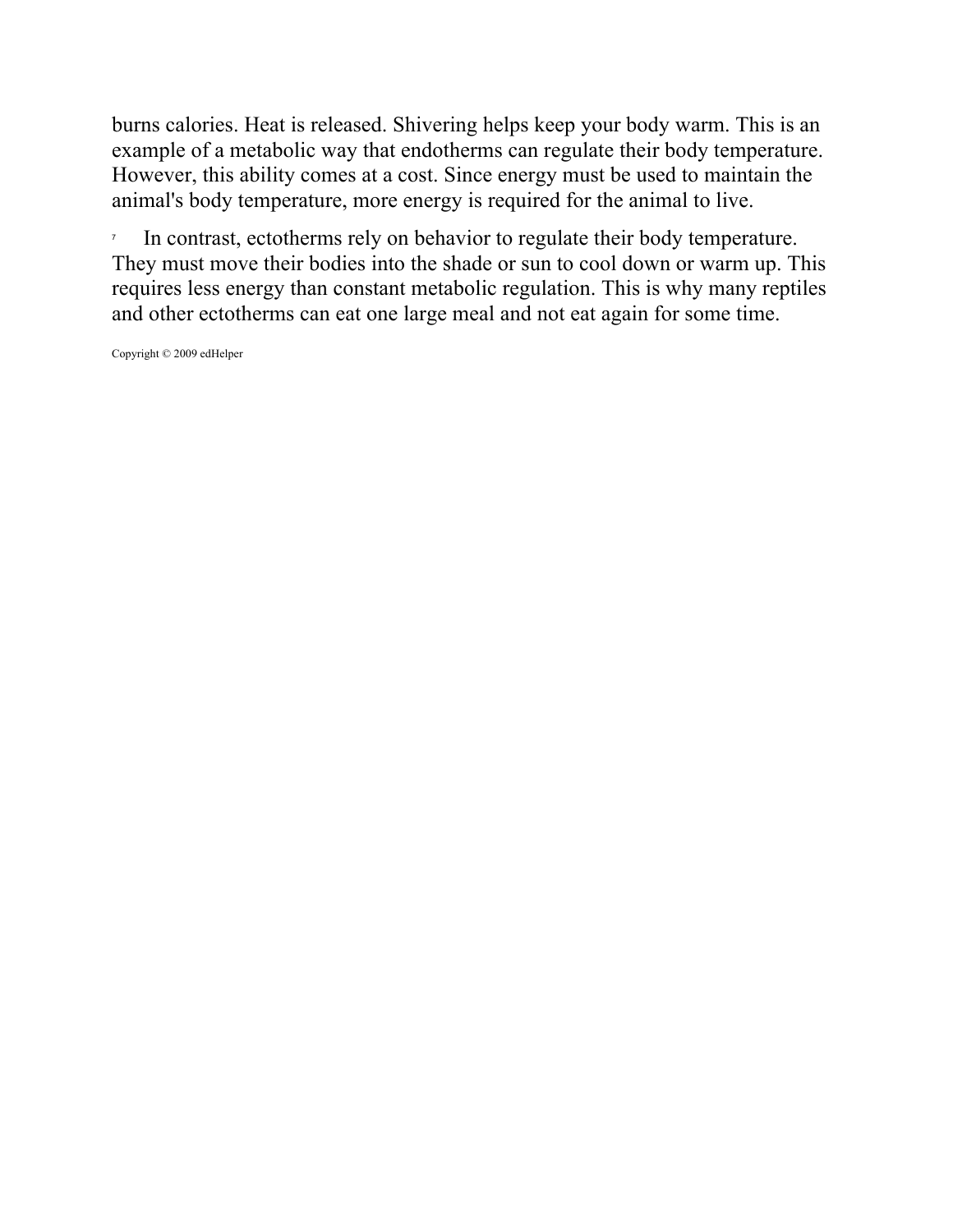burns calories. Heat is released. Shivering helps keep your body warm. This is an example of a metabolic way that endotherms can regulate their body temperature. However, this ability comes at a cost. Since energy must be used to maintain the animal's body temperature, more energy is required for the animal to live.

7 In contrast, ectotherms rely on behavior to regulate their body temperature. They must move their bodies into the shade or sun to cool down or warm up. This requires less energy than constant metabolic regulation. This is why many reptiles and other ectotherms can eat one large meal and not eat again for some time.

Copyright © 2009 edHelper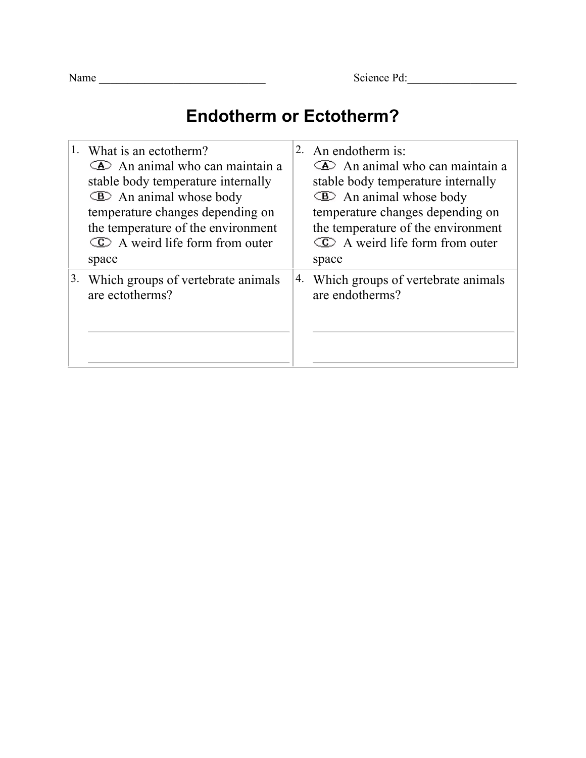Name ____________________________ Science Pd:__________________

# Endotherm or Ectotherm?

| | |
|---|---|
| 1. What is an ectotherm?<br>(A) An animal who can maintain a stable body temperature internally<br>(B) An animal whose body temperature changes depending on the temperature of the environment<br>(C) A weird life form from outer space | 2. An endotherm is:<br>(A) An animal who can maintain a stable body temperature internally<br>(B) An animal whose body temperature changes depending on the temperature of the environment<br>(C) A weird life form from outer space |
| 3. Which groups of vertebrate animals are ectotherms?<br>______________________________<br>______________________________ | 4. Which groups of vertebrate animals are endotherms?<br>______________________________<br>______________________________ |